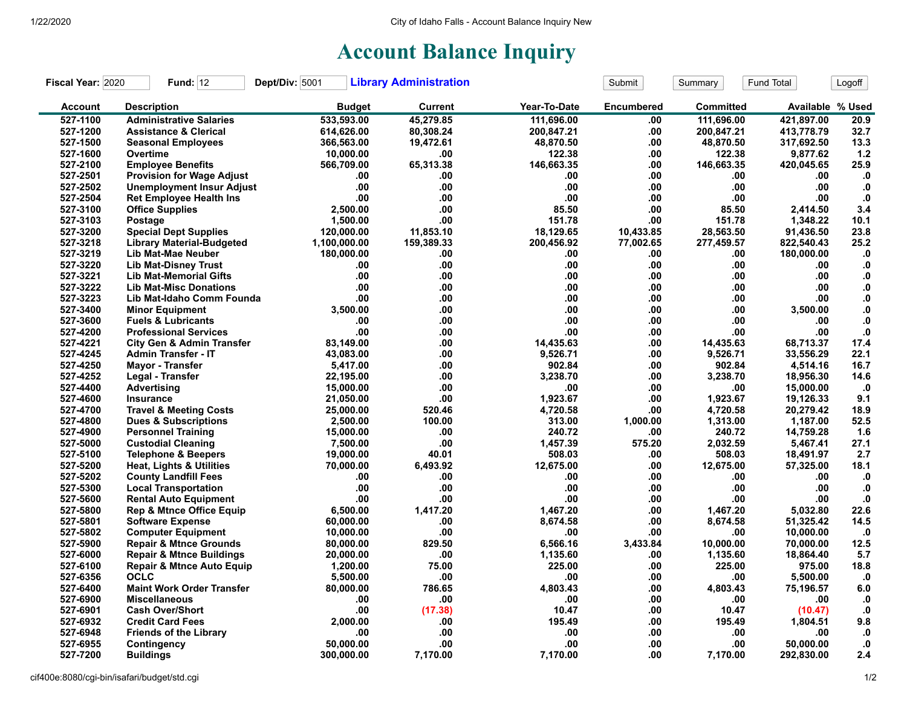# Account Balance Inquiry

**Fiscal Year:** 2020 **Fund:** 12 **Dept/Div:** 5001 **Library Administration**

| Account | Description | Budget | Current | Year-To-Date | Encumbered | Committed | Available | % Used |
|---|---|---|---|---|---|---|---|---|
| 527-1100 | Administrative Salaries | 533,593.00 | 45,279.85 | 111,696.00 | .00 | 111,696.00 | 421,897.00 | 20.9 |
| 527-1200 | Assistance & Clerical | 614,626.00 | 80,308.24 | 200,847.21 | .00 | 200,847.21 | 413,778.79 | 32.7 |
| 527-1500 | Seasonal Employees | 366,563.00 | 19,472.61 | 48,870.50 | .00 | 48,870.50 | 317,692.50 | 13.3 |
| 527-1600 | Overtime | 10,000.00 | .00 | 122.38 | .00 | 122.38 | 9,877.62 | 1.2 |
| 527-2100 | Employee Benefits | 566,709.00 | 65,313.38 | 146,663.35 | .00 | 146,663.35 | 420,045.65 | 25.9 |
| 527-2501 | Provision for Wage Adjust | .00 | .00 | .00 | .00 | .00 | .00 | .0 |
| 527-2502 | Unemployment Insur Adjust | .00 | .00 | .00 | .00 | .00 | .00 | .0 |
| 527-2504 | Ret Employee Health Ins | .00 | .00 | .00 | .00 | .00 | .00 | .0 |
| 527-3100 | Office Supplies | 2,500.00 | .00 | 85.50 | .00 | 85.50 | 2,414.50 | 3.4 |
| 527-3103 | Postage | 1,500.00 | .00 | 151.78 | .00 | 151.78 | 1,348.22 | 10.1 |
| 527-3200 | Special Dept Supplies | 120,000.00 | 11,853.10 | 18,129.65 | 10,433.85 | 28,563.50 | 91,436.50 | 23.8 |
| 527-3218 | Library Material-Budgeted | 1,100,000.00 | 159,389.33 | 200,456.92 | 77,002.65 | 277,459.57 | 822,540.43 | 25.2 |
| 527-3219 | Lib Mat-Mae Neuber | 180,000.00 | .00 | .00 | .00 | .00 | 180,000.00 | .0 |
| 527-3220 | Lib Mat-Disney Trust | .00 | .00 | .00 | .00 | .00 | .00 | .0 |
| 527-3221 | Lib Mat-Memorial Gifts | .00 | .00 | .00 | .00 | .00 | .00 | .0 |
| 527-3222 | Lib Mat-Misc Donations | .00 | .00 | .00 | .00 | .00 | .00 | .0 |
| 527-3223 | Lib Mat-Idaho Comm Founda | .00 | .00 | .00 | .00 | .00 | .00 | .0 |
| 527-3400 | Minor Equipment | 3,500.00 | .00 | .00 | .00 | .00 | 3,500.00 | .0 |
| 527-3600 | Fuels & Lubricants | .00 | .00 | .00 | .00 | .00 | .00 | .0 |
| 527-4200 | Professional Services | .00 | .00 | .00 | .00 | .00 | .00 | .0 |
| 527-4221 | City Gen & Admin Transfer | 83,149.00 | .00 | 14,435.63 | .00 | 14,435.63 | 68,713.37 | 17.4 |
| 527-4245 | Admin Transfer - IT | 43,083.00 | .00 | 9,526.71 | .00 | 9,526.71 | 33,556.29 | 22.1 |
| 527-4250 | Mayor - Transfer | 5,417.00 | .00 | 902.84 | .00 | 902.84 | 4,514.16 | 16.7 |
| 527-4252 | Legal - Transfer | 22,195.00 | .00 | 3,238.70 | .00 | 3,238.70 | 18,956.30 | 14.6 |
| 527-4400 | Advertising | 15,000.00 | .00 | .00 | .00 | .00 | 15,000.00 | .0 |
| 527-4600 | Insurance | 21,050.00 | .00 | 1,923.67 | .00 | 1,923.67 | 19,126.33 | 9.1 |
| 527-4700 | Travel & Meeting Costs | 25,000.00 | 520.46 | 4,720.58 | .00 | 4,720.58 | 20,279.42 | 18.9 |
| 527-4800 | Dues & Subscriptions | 2,500.00 | 100.00 | 313.00 | 1,000.00 | 1,313.00 | 1,187.00 | 52.5 |
| 527-4900 | Personnel Training | 15,000.00 | .00 | 240.72 | .00 | 240.72 | 14,759.28 | 1.6 |
| 527-5000 | Custodial Cleaning | 7,500.00 | .00 | 1,457.39 | 575.20 | 2,032.59 | 5,467.41 | 27.1 |
| 527-5100 | Telephone & Beepers | 19,000.00 | 40.01 | 508.03 | .00 | 508.03 | 18,491.97 | 2.7 |
| 527-5200 | Heat, Lights & Utilities | 70,000.00 | 6,493.92 | 12,675.00 | .00 | 12,675.00 | 57,325.00 | 18.1 |
| 527-5202 | County Landfill Fees | .00 | .00 | .00 | .00 | .00 | .00 | .0 |
| 527-5300 | Local Transportation | .00 | .00 | .00 | .00 | .00 | .00 | .0 |
| 527-5600 | Rental Auto Equipment | .00 | .00 | .00 | .00 | .00 | .00 | .0 |
| 527-5800 | Rep & Mtnce Office Equip | 6,500.00 | 1,417.20 | 1,467.20 | .00 | 1,467.20 | 5,032.80 | 22.6 |
| 527-5801 | Software Expense | 60,000.00 | .00 | 8,674.58 | .00 | 8,674.58 | 51,325.42 | 14.5 |
| 527-5802 | Computer Equipment | 10,000.00 | .00 | .00 | .00 | .00 | 10,000.00 | .0 |
| 527-5900 | Repair & Mtnce Grounds | 80,000.00 | 829.50 | 6,566.16 | 3,433.84 | 10,000.00 | 70,000.00 | 12.5 |
| 527-6000 | Repair & Mtnce Buildings | 20,000.00 | .00 | 1,135.60 | .00 | 1,135.60 | 18,864.40 | 5.7 |
| 527-6100 | Repair & Mtnce Auto Equip | 1,200.00 | 75.00 | 225.00 | .00 | 225.00 | 975.00 | 18.8 |
| 527-6356 | OCLC | 5,500.00 | .00 | .00 | .00 | .00 | 5,500.00 | .0 |
| 527-6400 | Maint Work Order Transfer | 80,000.00 | 786.65 | 4,803.43 | .00 | 4,803.43 | 75,196.57 | 6.0 |
| 527-6900 | Miscellaneous | .00 | .00 | .00 | .00 | .00 | .00 | .0 |
| 527-6901 | Cash Over/Short | .00 | (17.38) | 10.47 | .00 | 10.47 | (10.47) | .0 |
| 527-6932 | Credit Card Fees | 2,000.00 | .00 | 195.49 | .00 | 195.49 | 1,804.51 | 9.8 |
| 527-6948 | Friends of the Library | .00 | .00 | .00 | .00 | .00 | .00 | .0 |
| 527-6955 | Contingency | 50,000.00 | .00 | .00 | .00 | .00 | 50,000.00 | .0 |
| 527-7200 | Buildings | 300,000.00 | 7,170.00 | 7,170.00 | .00 | 7,170.00 | 292,830.00 | 2.4 |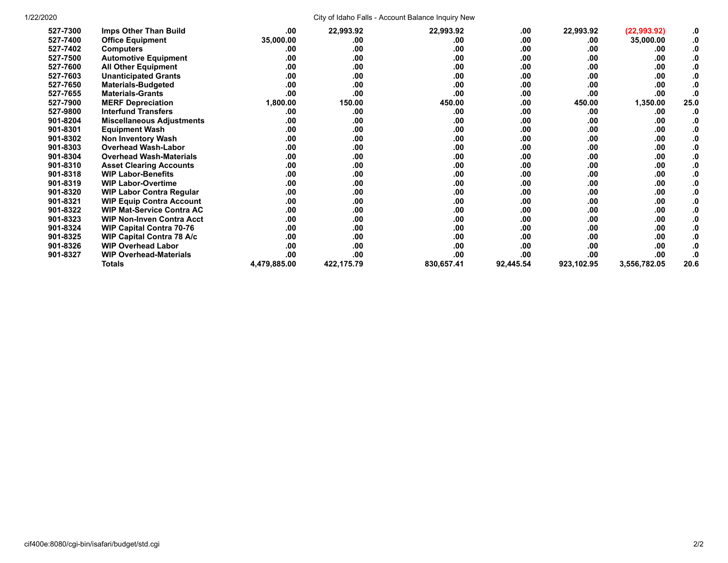| | | | | | | | | |
|---|---|---|---|---|---|---|---|---|
| 527-7300 | Imps Other Than Build | .00 | 22,993.92 | 22,993.92 | .00 | 22,993.92 | (22,993.92) | .0 |
| 527-7400 | Office Equipment | 35,000.00 | .00 | .00 | .00 | .00 | 35,000.00 | .0 |
| 527-7402 | Computers | .00 | .00 | .00 | .00 | .00 | .00 | .0 |
| 527-7500 | Automotive Equipment | .00 | .00 | .00 | .00 | .00 | .00 | .0 |
| 527-7600 | All Other Equipment | .00 | .00 | .00 | .00 | .00 | .00 | .0 |
| 527-7603 | Unanticipated Grants | .00 | .00 | .00 | .00 | .00 | .00 | .0 |
| 527-7650 | Materials-Budgeted | .00 | .00 | .00 | .00 | .00 | .00 | .0 |
| 527-7655 | Materials-Grants | .00 | .00 | .00 | .00 | .00 | .00 | .0 |
| 527-7900 | MERF Depreciation | 1,800.00 | 150.00 | 450.00 | .00 | 450.00 | 1,350.00 | 25.0 |
| 527-9800 | Interfund Transfers | .00 | .00 | .00 | .00 | .00 | .00 | .0 |
| 901-8204 | Miscellaneous Adjustments | .00 | .00 | .00 | .00 | .00 | .00 | .0 |
| 901-8301 | Equipment Wash | .00 | .00 | .00 | .00 | .00 | .00 | .0 |
| 901-8302 | Non Inventory Wash | .00 | .00 | .00 | .00 | .00 | .00 | .0 |
| 901-8303 | Overhead Wash-Labor | .00 | .00 | .00 | .00 | .00 | .00 | .0 |
| 901-8304 | Overhead Wash-Materials | .00 | .00 | .00 | .00 | .00 | .00 | .0 |
| 901-8310 | Asset Clearing Accounts | .00 | .00 | .00 | .00 | .00 | .00 | .0 |
| 901-8318 | WIP Labor-Benefits | .00 | .00 | .00 | .00 | .00 | .00 | .0 |
| 901-8319 | WIP Labor-Overtime | .00 | .00 | .00 | .00 | .00 | .00 | .0 |
| 901-8320 | WIP Labor Contra Regular | .00 | .00 | .00 | .00 | .00 | .00 | .0 |
| 901-8321 | WIP Equip Contra Account | .00 | .00 | .00 | .00 | .00 | .00 | .0 |
| 901-8322 | WIP Mat-Service Contra AC | .00 | .00 | .00 | .00 | .00 | .00 | .0 |
| 901-8323 | WIP Non-Inven Contra Acct | .00 | .00 | .00 | .00 | .00 | .00 | .0 |
| 901-8324 | WIP Capital Contra 70-76 | .00 | .00 | .00 | .00 | .00 | .00 | .0 |
| 901-8325 | WIP Capital Contra 78 A/c | .00 | .00 | .00 | .00 | .00 | .00 | .0 |
| 901-8326 | WIP Overhead Labor | .00 | .00 | .00 | .00 | .00 | .00 | .0 |
| 901-8327 | WIP Overhead-Materials | .00 | .00 | .00 | .00 | .00 | .00 | .0 |
| | Totals | 4,479,885.00 | 422,175.79 | 830,657.41 | 92,445.54 | 923,102.95 | 3,556,782.05 | 20.6 |